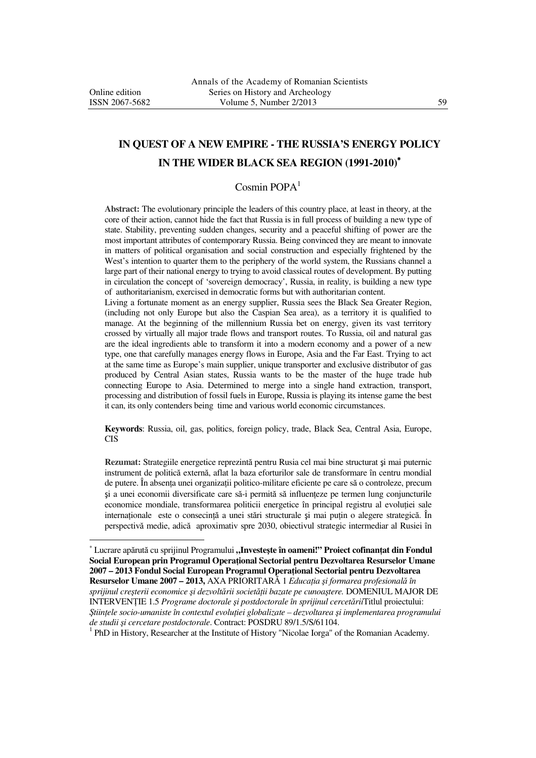# IN QUEST OF A NEW EMPIRE - THE RUSSIA'S ENERGY POLICY IN THE WIDER BLACK SEA REGION (1991-2010)[*]

Cosmin POPA[1]

**Abstract:** The evolutionary principle the leaders of this country place, at least in theory, at the core of their action, cannot hide the fact that Russia is in full process of building a new type of state. Stability, preventing sudden changes, security and a peaceful shifting of power are the most important attributes of contemporary Russia. Being convinced they are meant to innovate in matters of political organisation and social construction and especially frightened by the West's intention to quarter them to the periphery of the world system, the Russians channel a large part of their national energy to trying to avoid classical routes of development. By putting in circulation the concept of 'sovereign democracy', Russia, in reality, is building a new type of authoritarianism, exercised in democratic forms but with authoritarian content.

Living a fortunate moment as an energy supplier, Russia sees the Black Sea Greater Region, (including not only Europe but also the Caspian Sea area), as a territory it is qualified to manage. At the beginning of the millennium Russia bet on energy, given its vast territory crossed by virtually all major trade flows and transport routes. To Russia, oil and natural gas are the ideal ingredients able to transform it into a modern economy and a power of a new type, one that carefully manages energy flows in Europe, Asia and the Far East. Trying to act at the same time as Europe's main supplier, unique transporter and exclusive distributor of gas produced by Central Asian states, Russia wants to be the master of the huge trade hub connecting Europe to Asia. Determined to merge into a single hand extraction, transport, processing and distribution of fossil fuels in Europe, Russia is playing its intense game the best it can, its only contenders being time and various world economic circumstances.

**Keywords**: Russia, oil, gas, politics, foreign policy, trade, Black Sea, Central Asia, Europe, CIS

**Rezumat:** Strategiile energetice reprezintă pentru Rusia cel mai bine structurat şi mai puternic instrument de politică externă, aflat la baza eforturilor sale de transformare în centru mondial de putere. În absenţa unei organizaţii politico-militare eficiente pe care să o controleze, precum şi a unei economii diversificate care să-i permită să influenţeze pe termen lung conjuncturile economice mondiale, transformarea politicii energetice în principal registru al evoluţiei sale internaţionale este o consecinţă a unei stări structurale şi mai puţin o alegere strategică. În perspectivă medie, adică aproximativ spre 2030, obiectivul strategic intermediar al Rusiei în

---

[*] Lucrare apărută cu sprijinul Programului **„Investeşte în oameni!" Proiect cofinanţat din Fondul Social European prin Programul Operaţional Sectorial pentru Dezvoltarea Resurselor Umane 2007 – 2013 Fondul Social European Programul Operaţional Sectorial pentru Dezvoltarea Resurselor Umane 2007 – 2013,** AXA PRIORITARĂ 1 *Educaţia şi formarea profesională în sprijinul creşterii economice şi dezvoltării societăţii bazate pe cunoaştere.* DOMENIUL MAJOR DE INTERVENŢIE 1.5 *Programe doctorale şi postdoctorale în sprijinul cercetării*Titlul proiectului: *Ştiinţele socio-umaniste în contextul evoluţiei globalizate – dezvoltarea şi implementarea programului de studii şi cercetare postdoctorale*. Contract: POSDRU 89/1.5/S/61104.

[1] PhD in History, Researcher at the Institute of History "Nicolae Iorga" of the Romanian Academy.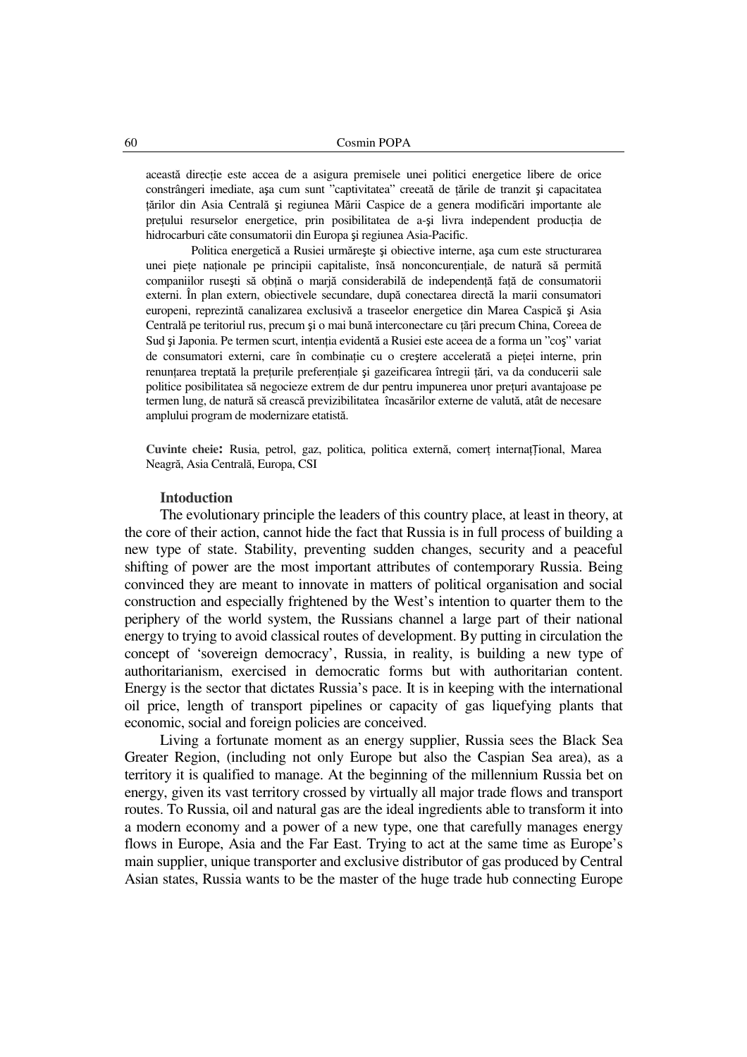această direcție este accea de a asigura premisele unei politici energetice libere de orice constrângeri imediate, aşa cum sunt ”captivitatea” creeată de țările de tranzit şi capacitatea țărilor din Asia Centrală şi regiunea Mării Caspice de a genera modificări importante ale prețului resurselor energetice, prin posibilitatea de a-şi livra independent producția de hidrocarburi căte consumatorii din Europa şi regiunea Asia-Pacific.

Politica energetică a Rusiei urmăreşte şi obiective interne, aşa cum este structurarea unei piețe naționale pe principii capitaliste, însă nonconcurențiale, de natură să permită companiilor ruseşti să obțină o marjă considerabilă de independență față de consumatorii externi. În plan extern, obiectivele secundare, după conectarea directă la marii consumatori europeni, reprezintă canalizarea exclusivă a traseelor energetice din Marea Caspică şi Asia Centrală pe teritoriul rus, precum şi o mai bună interconectare cu țări precum China, Coreea de Sud şi Japonia. Pe termen scurt, intenția evidentă a Rusiei este aceea de a forma un ”coş” variat de consumatori externi, care în combinație cu o creştere accelerată a pieței interne, prin renunțarea treptată la prețurile preferențiale şi gazeificarea întregii țări, va da conducerii sale politice posibilitatea să negocieze extrem de dur pentru impunerea unor prețuri avantajoase pe termen lung, de natură să crească previzibilitatea încasărilor externe de valută, atât de necesare amplului program de modernizare etatistă.

**Cuvinte cheie:** Rusia, petrol, gaz, politica, politica externă, comerț internațional, Marea Neagră, Asia Centrală, Europa, CSI

## Intoduction

The evolutionary principle the leaders of this country place, at least in theory, at the core of their action, cannot hide the fact that Russia is in full process of building a new type of state. Stability, preventing sudden changes, security and a peaceful shifting of power are the most important attributes of contemporary Russia. Being convinced they are meant to innovate in matters of political organisation and social construction and especially frightened by the West's intention to quarter them to the periphery of the world system, the Russians channel a large part of their national energy to trying to avoid classical routes of development. By putting in circulation the concept of 'sovereign democracy', Russia, in reality, is building a new type of authoritarianism, exercised in democratic forms but with authoritarian content. Energy is the sector that dictates Russia's pace. It is in keeping with the international oil price, length of transport pipelines or capacity of gas liquefying plants that economic, social and foreign policies are conceived.

Living a fortunate moment as an energy supplier, Russia sees the Black Sea Greater Region, (including not only Europe but also the Caspian Sea area), as a territory it is qualified to manage. At the beginning of the millennium Russia bet on energy, given its vast territory crossed by virtually all major trade flows and transport routes. To Russia, oil and natural gas are the ideal ingredients able to transform it into a modern economy and a power of a new type, one that carefully manages energy flows in Europe, Asia and the Far East. Trying to act at the same time as Europe's main supplier, unique transporter and exclusive distributor of gas produced by Central Asian states, Russia wants to be the master of the huge trade hub connecting Europe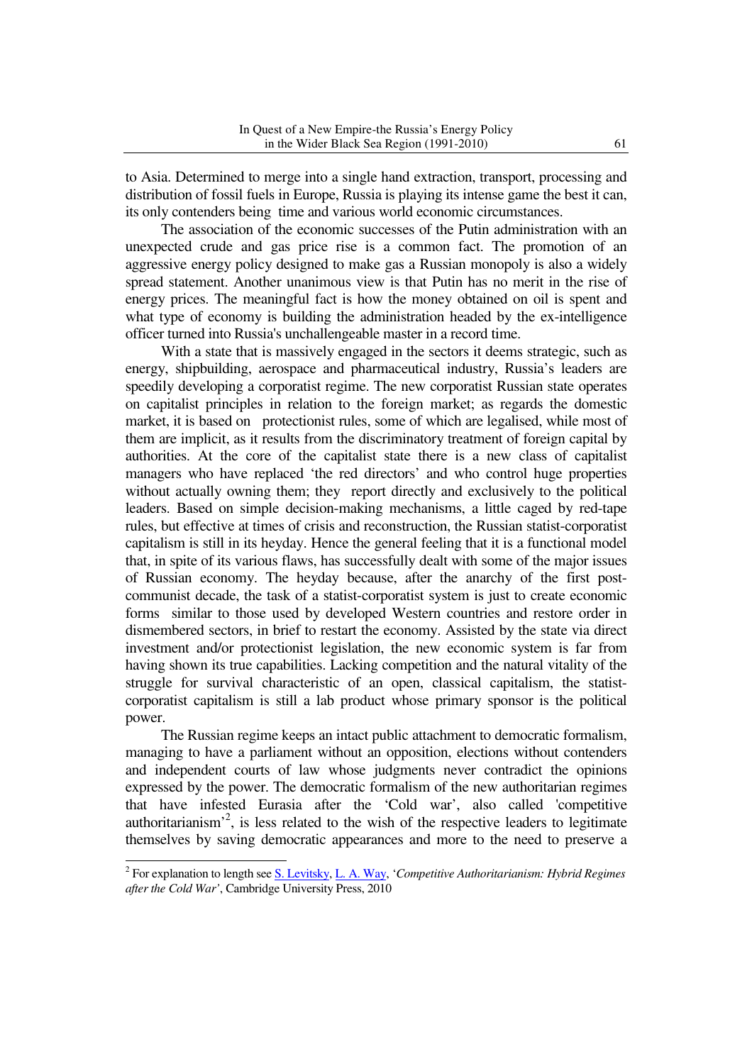to Asia. Determined to merge into a single hand extraction, transport, processing and distribution of fossil fuels in Europe, Russia is playing its intense game the best it can, its only contenders being time and various world economic circumstances.

The association of the economic successes of the Putin administration with an unexpected crude and gas price rise is a common fact. The promotion of an aggressive energy policy designed to make gas a Russian monopoly is also a widely spread statement. Another unanimous view is that Putin has no merit in the rise of energy prices. The meaningful fact is how the money obtained on oil is spent and what type of economy is building the administration headed by the ex-intelligence officer turned into Russia's unchallengeable master in a record time.

With a state that is massively engaged in the sectors it deems strategic, such as energy, shipbuilding, aerospace and pharmaceutical industry, Russia's leaders are speedily developing a corporatist regime. The new corporatist Russian state operates on capitalist principles in relation to the foreign market; as regards the domestic market, it is based on protectionist rules, some of which are legalised, while most of them are implicit, as it results from the discriminatory treatment of foreign capital by authorities. At the core of the capitalist state there is a new class of capitalist managers who have replaced 'the red directors' and who control huge properties without actually owning them; they report directly and exclusively to the political leaders. Based on simple decision-making mechanisms, a little caged by red-tape rules, but effective at times of crisis and reconstruction, the Russian statist-corporatist capitalism is still in its heyday. Hence the general feeling that it is a functional model that, in spite of its various flaws, has successfully dealt with some of the major issues of Russian economy. The heyday because, after the anarchy of the first post-communist decade, the task of a statist-corporatist system is just to create economic forms similar to those used by developed Western countries and restore order in dismembered sectors, in brief to restart the economy. Assisted by the state via direct investment and/or protectionist legislation, the new economic system is far from having shown its true capabilities. Lacking competition and the natural vitality of the struggle for survival characteristic of an open, classical capitalism, the statist-corporatist capitalism is still a lab product whose primary sponsor is the political power.

The Russian regime keeps an intact public attachment to democratic formalism, managing to have a parliament without an opposition, elections without contenders and independent courts of law whose judgments never contradict the opinions expressed by the power. The democratic formalism of the new authoritarian regimes that have infested Eurasia after the 'Cold war', also called 'competitive authoritarianism'[2], is less related to the wish of the respective leaders to legitimate themselves by saving democratic appearances and more to the need to preserve a

---

[2] For explanation to length see S. Levitsky, L. A. Way, '*Competitive Authoritarianism: Hybrid Regimes after the Cold War*', Cambridge University Press, 2010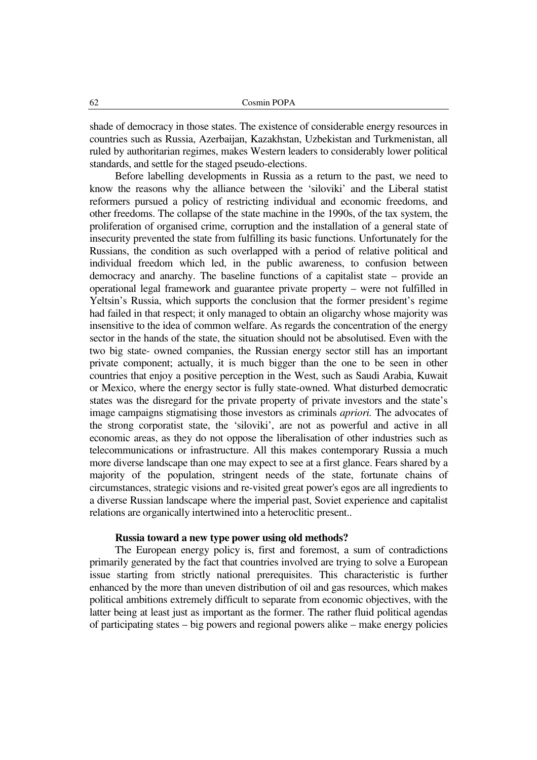shade of democracy in those states. The existence of considerable energy resources in countries such as Russia, Azerbaijan, Kazakhstan, Uzbekistan and Turkmenistan, all ruled by authoritarian regimes, makes Western leaders to considerably lower political standards, and settle for the staged pseudo-elections.

Before labelling developments in Russia as a return to the past, we need to know the reasons why the alliance between the 'siloviki' and the Liberal statist reformers pursued a policy of restricting individual and economic freedoms, and other freedoms. The collapse of the state machine in the 1990s, of the tax system, the proliferation of organised crime, corruption and the installation of a general state of insecurity prevented the state from fulfilling its basic functions. Unfortunately for the Russians, the condition as such overlapped with a period of relative political and individual freedom which led, in the public awareness, to confusion between democracy and anarchy. The baseline functions of a capitalist state – provide an operational legal framework and guarantee private property – were not fulfilled in Yeltsin's Russia, which supports the conclusion that the former president's regime had failed in that respect; it only managed to obtain an oligarchy whose majority was insensitive to the idea of common welfare. As regards the concentration of the energy sector in the hands of the state, the situation should not be absolutised. Even with the two big state- owned companies, the Russian energy sector still has an important private component; actually, it is much bigger than the one to be seen in other countries that enjoy a positive perception in the West, such as Saudi Arabia, Kuwait or Mexico, where the energy sector is fully state-owned. What disturbed democratic states was the disregard for the private property of private investors and the state's image campaigns stigmatising those investors as criminals *apriori.* The advocates of the strong corporatist state, the 'siloviki', are not as powerful and active in all economic areas, as they do not oppose the liberalisation of other industries such as telecommunications or infrastructure. All this makes contemporary Russia a much more diverse landscape than one may expect to see at a first glance. Fears shared by a majority of the population, stringent needs of the state, fortunate chains of circumstances, strategic visions and re-visited great power's egos are all ingredients to a diverse Russian landscape where the imperial past, Soviet experience and capitalist relations are organically intertwined into a heteroclitic present..

**Russia toward a new type power using old methods?**

The European energy policy is, first and foremost, a sum of contradictions primarily generated by the fact that countries involved are trying to solve a European issue starting from strictly national prerequisites. This characteristic is further enhanced by the more than uneven distribution of oil and gas resources, which makes political ambitions extremely difficult to separate from economic objectives, with the latter being at least just as important as the former. The rather fluid political agendas of participating states – big powers and regional powers alike – make energy policies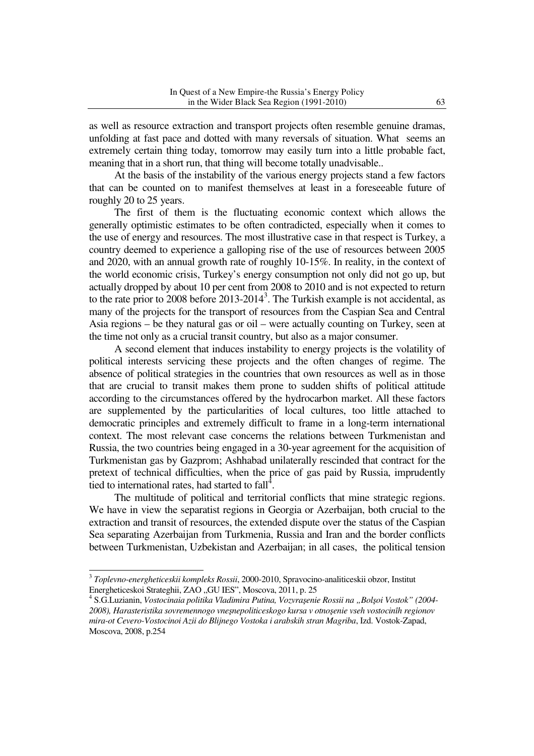as well as resource extraction and transport projects often resemble genuine dramas, unfolding at fast pace and dotted with many reversals of situation. What seems an extremely certain thing today, tomorrow may easily turn into a little probable fact, meaning that in a short run, that thing will become totally unadvisable..

At the basis of the instability of the various energy projects stand a few factors that can be counted on to manifest themselves at least in a foreseeable future of roughly 20 to 25 years.

The first of them is the fluctuating economic context which allows the generally optimistic estimates to be often contradicted, especially when it comes to the use of energy and resources. The most illustrative case in that respect is Turkey, a country deemed to experience a galloping rise of the use of resources between 2005 and 2020, with an annual growth rate of roughly 10-15%. In reality, in the context of the world economic crisis, Turkey's energy consumption not only did not go up, but actually dropped by about 10 per cent from 2008 to 2010 and is not expected to return to the rate prior to 2008 before 2013-2014[3]. The Turkish example is not accidental, as many of the projects for the transport of resources from the Caspian Sea and Central Asia regions – be they natural gas or oil – were actually counting on Turkey, seen at the time not only as a crucial transit country, but also as a major consumer.

A second element that induces instability to energy projects is the volatility of political interests servicing these projects and the often changes of regime. The absence of political strategies in the countries that own resources as well as in those that are crucial to transit makes them prone to sudden shifts of political attitude according to the circumstances offered by the hydrocarbon market. All these factors are supplemented by the particularities of local cultures, too little attached to democratic principles and extremely difficult to frame in a long-term international context. The most relevant case concerns the relations between Turkmenistan and Russia, the two countries being engaged in a 30-year agreement for the acquisition of Turkmenistan gas by Gazprom; Ashhabad unilaterally rescinded that contract for the pretext of technical difficulties, when the price of gas paid by Russia, imprudently tied to international rates, had started to fall[4].

The multitude of political and territorial conflicts that mine strategic regions. We have in view the separatist regions in Georgia or Azerbaijan, both crucial to the extraction and transit of resources, the extended dispute over the status of the Caspian Sea separating Azerbaijan from Turkmenia, Russia and Iran and the border conflicts between Turkmenistan, Uzbekistan and Azerbaijan; in all cases, the political tension

---

[3] *Toplevno-energheticeskii kompleks Rossii*, 2000-2010, Spravocino-analiticeskii obzor, Institut Energheticeskoi Strateghii, ZAO „GU IES", Moscova, 2011, p. 25

[4] S.G.Luzianin, *Vostocinaia politika Vladimira Putina, Vozvraşenie Rossii na „Bolşoi Vostok" (2004-2008), Harasteristika sovremennogo vneşnepoliticeskogo kursa v otnoşenie vseh vostocinîh regionov mira-ot Cevero-Vostocinoi Azii do Blijnego Vostoka i arabskih stran Magriba*, Izd. Vostok-Zapad, Moscova, 2008, p.254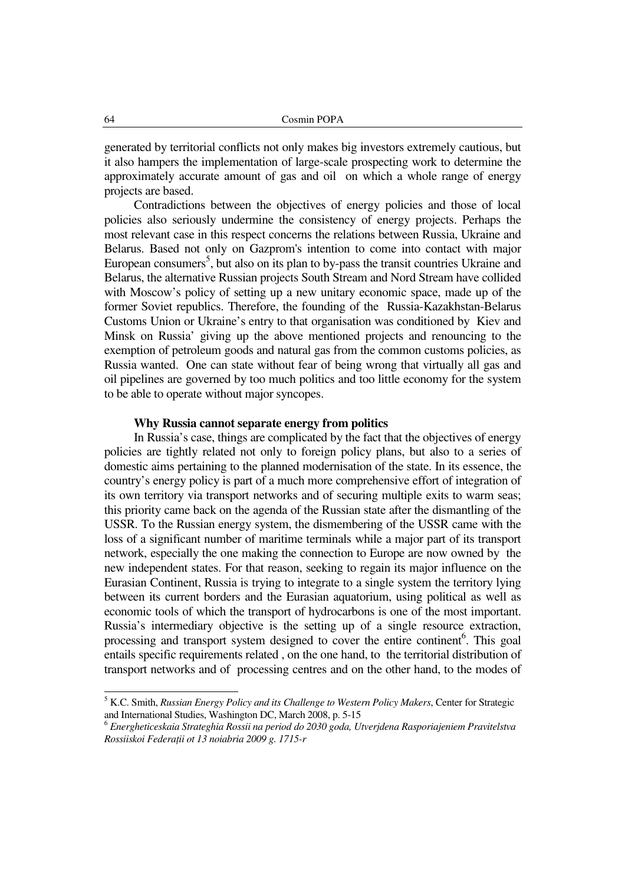generated by territorial conflicts not only makes big investors extremely cautious, but it also hampers the implementation of large-scale prospecting work to determine the approximately accurate amount of gas and oil on which a whole range of energy projects are based.

Contradictions between the objectives of energy policies and those of local policies also seriously undermine the consistency of energy projects. Perhaps the most relevant case in this respect concerns the relations between Russia, Ukraine and Belarus. Based not only on Gazprom's intention to come into contact with major European consumers[5], but also on its plan to by-pass the transit countries Ukraine and Belarus, the alternative Russian projects South Stream and Nord Stream have collided with Moscow's policy of setting up a new unitary economic space, made up of the former Soviet republics. Therefore, the founding of the Russia-Kazakhstan-Belarus Customs Union or Ukraine's entry to that organisation was conditioned by Kiev and Minsk on Russia' giving up the above mentioned projects and renouncing to the exemption of petroleum goods and natural gas from the common customs policies, as Russia wanted. One can state without fear of being wrong that virtually all gas and oil pipelines are governed by too much politics and too little economy for the system to be able to operate without major syncopes.

**Why Russia cannot separate energy from politics**

In Russia's case, things are complicated by the fact that the objectives of energy policies are tightly related not only to foreign policy plans, but also to a series of domestic aims pertaining to the planned modernisation of the state. In its essence, the country's energy policy is part of a much more comprehensive effort of integration of its own territory via transport networks and of securing multiple exits to warm seas; this priority came back on the agenda of the Russian state after the dismantling of the USSR. To the Russian energy system, the dismembering of the USSR came with the loss of a significant number of maritime terminals while a major part of its transport network, especially the one making the connection to Europe are now owned by the new independent states. For that reason, seeking to regain its major influence on the Eurasian Continent, Russia is trying to integrate to a single system the territory lying between its current borders and the Eurasian aquatorium, using political as well as economic tools of which the transport of hydrocarbons is one of the most important. Russia's intermediary objective is the setting up of a single resource extraction, processing and transport system designed to cover the entire continent[6]. This goal entails specific requirements related , on the one hand, to the territorial distribution of transport networks and of processing centres and on the other hand, to the modes of

---

[5] K.C. Smith, *Russian Energy Policy and its Challenge to Western Policy Makers*, Center for Strategic and International Studies, Washington DC, March 2008, p. 5-15

[6] *Energheticeskaia Strateghia Rossii na period do 2030 goda, Utverjdena Rasporiajeniem Pravitelstva Rossiiskoi Federații ot 13 noiabria 2009 g. 1715-r*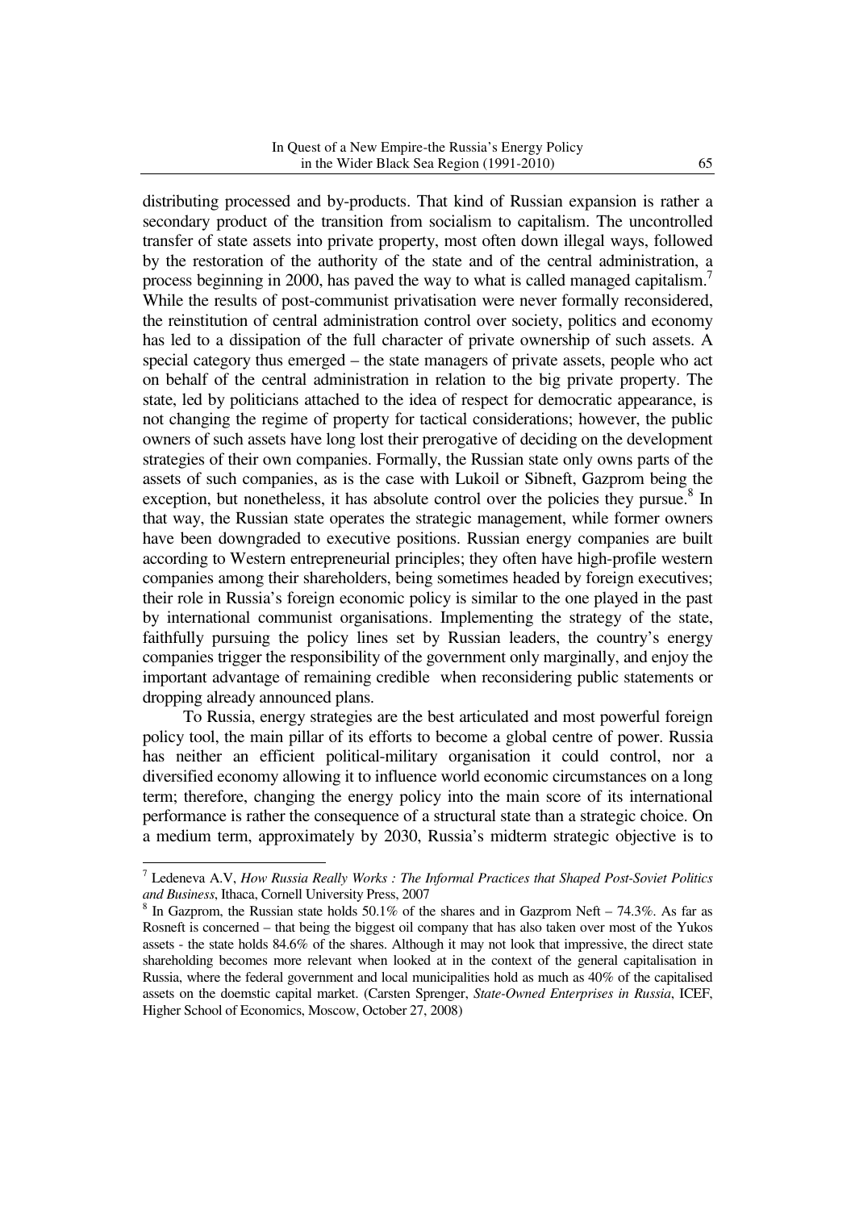distributing processed and by-products. That kind of Russian expansion is rather a secondary product of the transition from socialism to capitalism. The uncontrolled transfer of state assets into private property, most often down illegal ways, followed by the restoration of the authority of the state and of the central administration, a process beginning in 2000, has paved the way to what is called managed capitalism.[7] While the results of post-communist privatisation were never formally reconsidered, the reinstitution of central administration control over society, politics and economy has led to a dissipation of the full character of private ownership of such assets. A special category thus emerged – the state managers of private assets, people who act on behalf of the central administration in relation to the big private property. The state, led by politicians attached to the idea of respect for democratic appearance, is not changing the regime of property for tactical considerations; however, the public owners of such assets have long lost their prerogative of deciding on the development strategies of their own companies. Formally, the Russian state only owns parts of the assets of such companies, as is the case with Lukoil or Sibneft, Gazprom being the exception, but nonetheless, it has absolute control over the policies they pursue.[8] In that way, the Russian state operates the strategic management, while former owners have been downgraded to executive positions. Russian energy companies are built according to Western entrepreneurial principles; they often have high-profile western companies among their shareholders, being sometimes headed by foreign executives; their role in Russia's foreign economic policy is similar to the one played in the past by international communist organisations. Implementing the strategy of the state, faithfully pursuing the policy lines set by Russian leaders, the country's energy companies trigger the responsibility of the government only marginally, and enjoy the important advantage of remaining credible when reconsidering public statements or dropping already announced plans.

To Russia, energy strategies are the best articulated and most powerful foreign policy tool, the main pillar of its efforts to become a global centre of power. Russia has neither an efficient political-military organisation it could control, nor a diversified economy allowing it to influence world economic circumstances on a long term; therefore, changing the energy policy into the main score of its international performance is rather the consequence of a structural state than a strategic choice. On a medium term, approximately by 2030, Russia's midterm strategic objective is to

---

[7] Ledeneva A.V, *How Russia Really Works : The Informal Practices that Shaped Post-Soviet Politics and Business*, Ithaca, Cornell University Press, 2007

[8] In Gazprom, the Russian state holds 50.1% of the shares and in Gazprom Neft – 74.3%. As far as Rosneft is concerned – that being the biggest oil company that has also taken over most of the Yukos assets - the state holds 84.6% of the shares. Although it may not look that impressive, the direct state shareholding becomes more relevant when looked at in the context of the general capitalisation in Russia, where the federal government and local municipalities hold as much as 40% of the capitalised assets on the doemstic capital market. (Carsten Sprenger, *State-Owned Enterprises in Russia*, ICEF, Higher School of Economics, Moscow, October 27, 2008)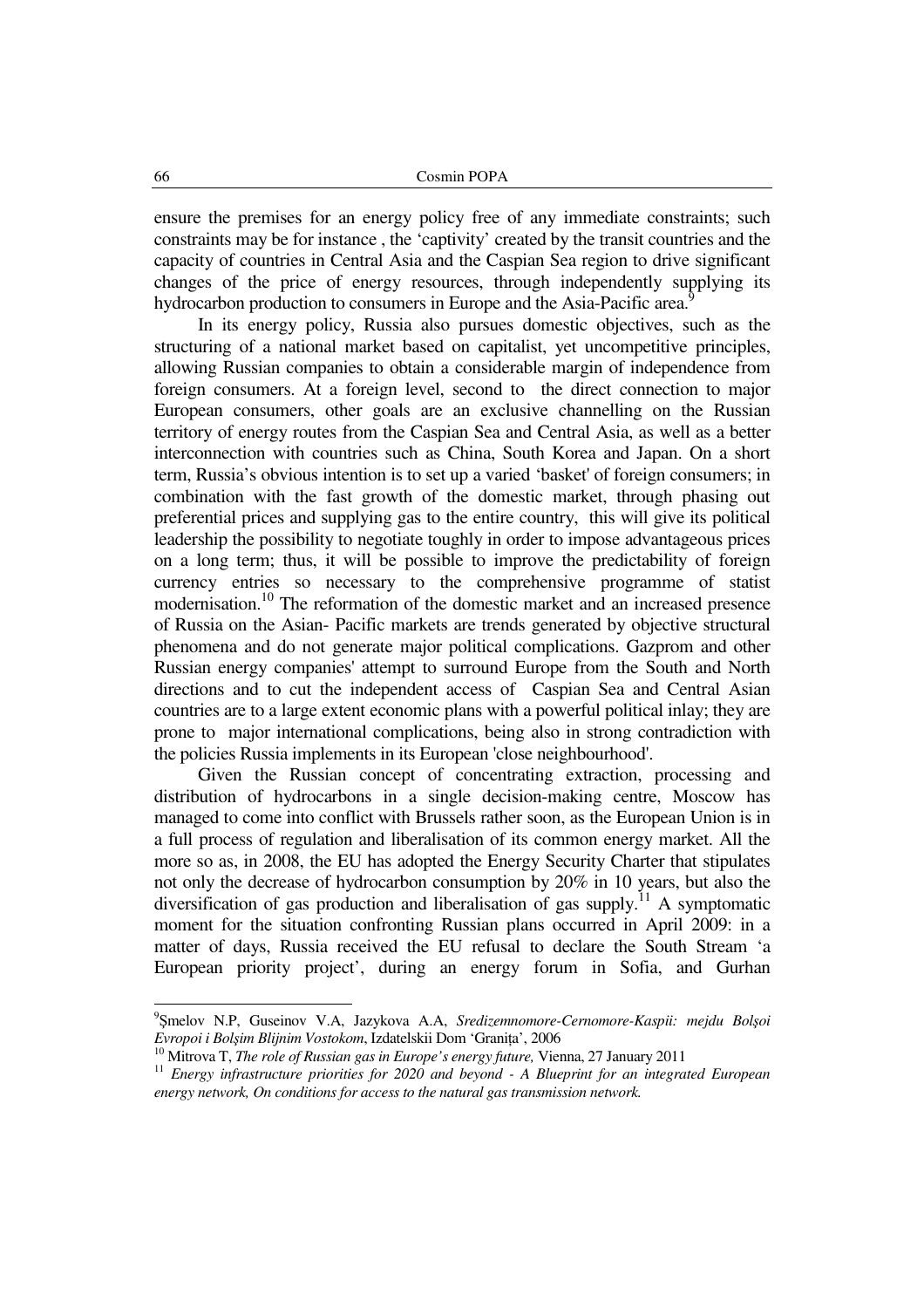ensure the premises for an energy policy free of any immediate constraints; such constraints may be for instance , the 'captivity' created by the transit countries and the capacity of countries in Central Asia and the Caspian Sea region to drive significant changes of the price of energy resources, through independently supplying its hydrocarbon production to consumers in Europe and the Asia-Pacific area.[9]

In its energy policy, Russia also pursues domestic objectives, such as the structuring of a national market based on capitalist, yet uncompetitive principles, allowing Russian companies to obtain a considerable margin of independence from foreign consumers. At a foreign level, second to the direct connection to major European consumers, other goals are an exclusive channelling on the Russian territory of energy routes from the Caspian Sea and Central Asia, as well as a better interconnection with countries such as China, South Korea and Japan. On a short term, Russia's obvious intention is to set up a varied 'basket' of foreign consumers; in combination with the fast growth of the domestic market, through phasing out preferential prices and supplying gas to the entire country, this will give its political leadership the possibility to negotiate toughly in order to impose advantageous prices on a long term; thus, it will be possible to improve the predictability of foreign currency entries so necessary to the comprehensive programme of statist modernisation.[10] The reformation of the domestic market and an increased presence of Russia on the Asian- Pacific markets are trends generated by objective structural phenomena and do not generate major political complications. Gazprom and other Russian energy companies' attempt to surround Europe from the South and North directions and to cut the independent access of Caspian Sea and Central Asian countries are to a large extent economic plans with a powerful political inlay; they are prone to major international complications, being also in strong contradiction with the policies Russia implements in its European 'close neighbourhood'.

Given the Russian concept of concentrating extraction, processing and distribution of hydrocarbons in a single decision-making centre, Moscow has managed to come into conflict with Brussels rather soon, as the European Union is in a full process of regulation and liberalisation of its common energy market. All the more so as, in 2008, the EU has adopted the Energy Security Charter that stipulates not only the decrease of hydrocarbon consumption by 20% in 10 years, but also the diversification of gas production and liberalisation of gas supply.[11] A symptomatic moment for the situation confronting Russian plans occurred in April 2009: in a matter of days, Russia received the EU refusal to declare the South Stream 'a European priority project', during an energy forum in Sofia, and Gurhan

---

[9] Şmelov N.P, Guseinov V.A, Jazykova A.A, *Sredizemnomore-Cernomore-Kaspii: mejdu Bolşoi Evropoi i Bolşim Blijnim Vostokom*, Izdatelskii Dom 'Graniţa', 2006

[10] Mitrova T, *The role of Russian gas in Europe's energy future,* Vienna, 27 January 2011

[11] *Energy infrastructure priorities for 2020 and beyond - A Blueprint for an integrated European energy network, On conditions for access to the natural gas transmission network.*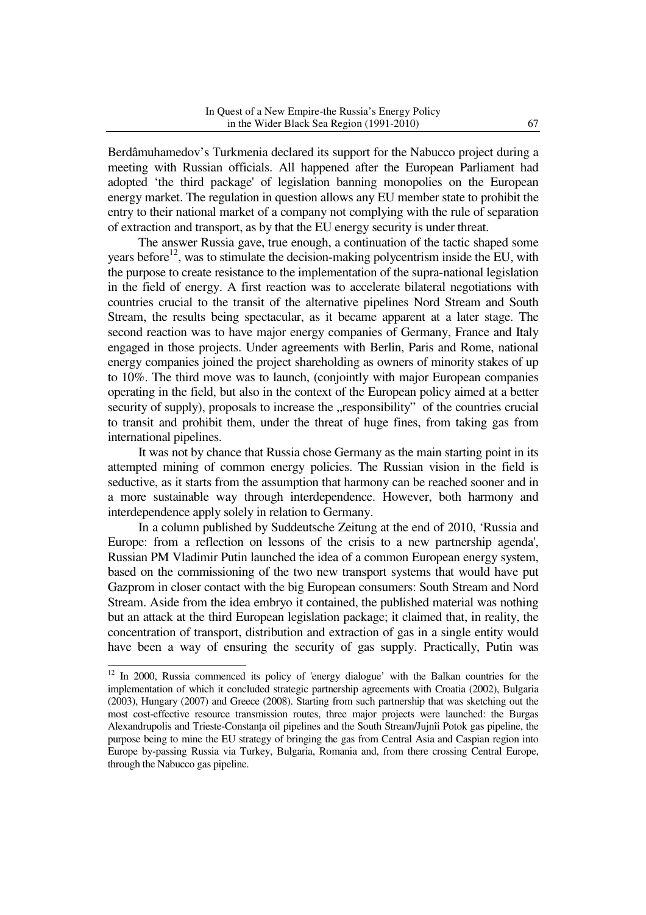Berdâmuhamedov's Turkmenia declared its support for the Nabucco project during a meeting with Russian officials. All happened after the European Parliament had adopted 'the third package' of legislation banning monopolies on the European energy market. The regulation in question allows any EU member state to prohibit the entry to their national market of a company not complying with the rule of separation of extraction and transport, as by that the EU energy security is under threat.

The answer Russia gave, true enough, a continuation of the tactic shaped some years before[12], was to stimulate the decision-making polycentrism inside the EU, with the purpose to create resistance to the implementation of the supra-national legislation in the field of energy. A first reaction was to accelerate bilateral negotiations with countries crucial to the transit of the alternative pipelines Nord Stream and South Stream, the results being spectacular, as it became apparent at a later stage. The second reaction was to have major energy companies of Germany, France and Italy engaged in those projects. Under agreements with Berlin, Paris and Rome, national energy companies joined the project shareholding as owners of minority stakes of up to 10%. The third move was to launch, (conjointly with major European companies operating in the field, but also in the context of the European policy aimed at a better security of supply), proposals to increase the „responsibility" of the countries crucial to transit and prohibit them, under the threat of huge fines, from taking gas from international pipelines.

It was not by chance that Russia chose Germany as the main starting point in its attempted mining of common energy policies. The Russian vision in the field is seductive, as it starts from the assumption that harmony can be reached sooner and in a more sustainable way through interdependence. However, both harmony and interdependence apply solely in relation to Germany.

In a column published by Suddeutsche Zeitung at the end of 2010, 'Russia and Europe: from a reflection on lessons of the crisis to a new partnership agenda', Russian PM Vladimir Putin launched the idea of a common European energy system, based on the commissioning of the two new transport systems that would have put Gazprom in closer contact with the big European consumers: South Stream and Nord Stream. Aside from the idea embryo it contained, the published material was nothing but an attack at the third European legislation package; it claimed that, in reality, the concentration of transport, distribution and extraction of gas in a single entity would have been a way of ensuring the security of gas supply. Practically, Putin was

---

[12] In 2000, Russia commenced its policy of 'energy dialogue' with the Balkan countries for the implementation of which it concluded strategic partnership agreements with Croatia (2002), Bulgaria (2003), Hungary (2007) and Greece (2008). Starting from such partnership that was sketching out the most cost-effective resource transmission routes, three major projects were launched: the Burgas Alexandrupolis and Trieste-Constanța oil pipelines and the South Stream/Jujnîi Potok gas pipeline, the purpose being to mine the EU strategy of bringing the gas from Central Asia and Caspian region into Europe by-passing Russia via Turkey, Bulgaria, Romania and, from there crossing Central Europe, through the Nabucco gas pipeline.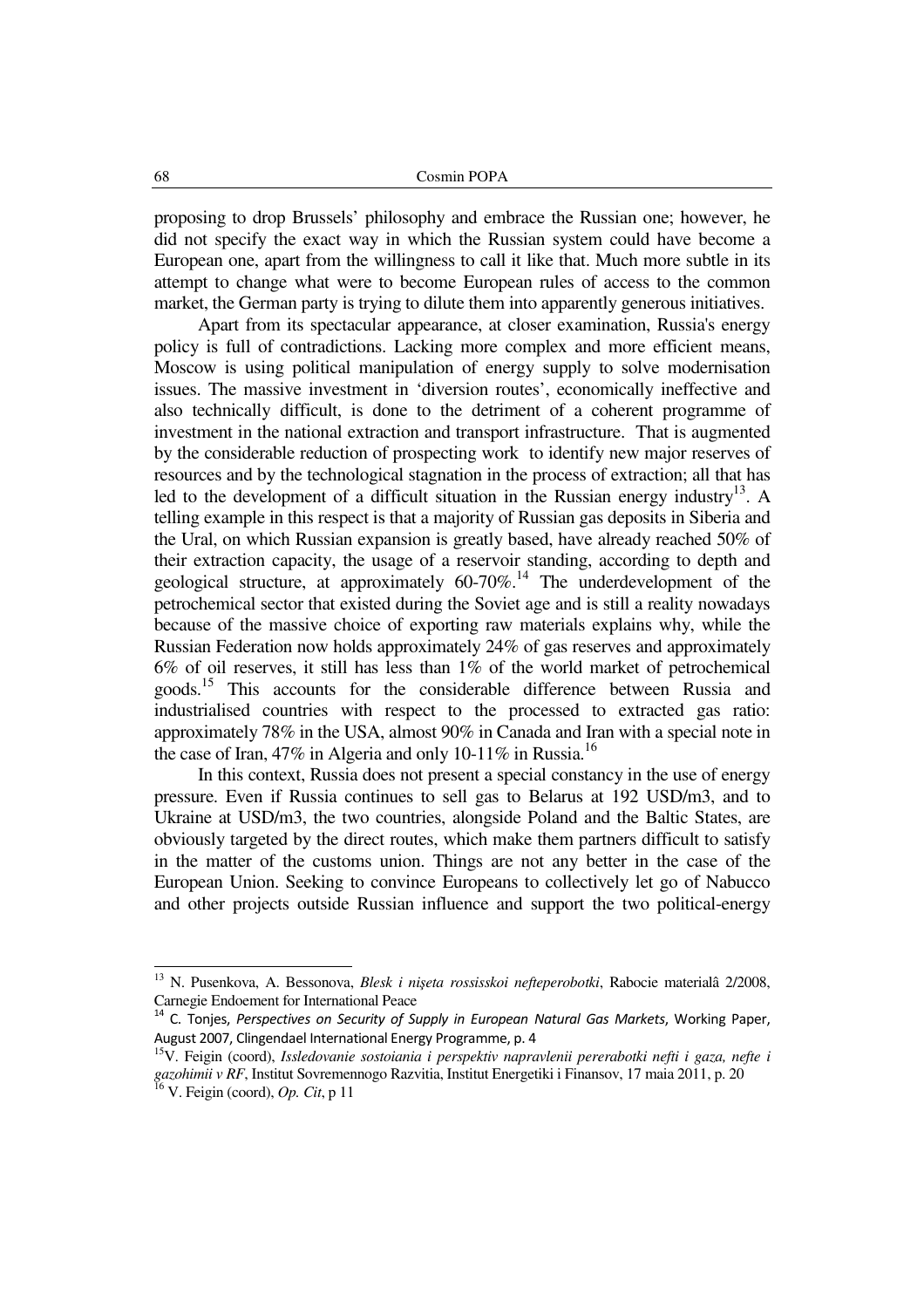proposing to drop Brussels' philosophy and embrace the Russian one; however, he did not specify the exact way in which the Russian system could have become a European one, apart from the willingness to call it like that. Much more subtle in its attempt to change what were to become European rules of access to the common market, the German party is trying to dilute them into apparently generous initiatives.

Apart from its spectacular appearance, at closer examination, Russia's energy policy is full of contradictions. Lacking more complex and more efficient means, Moscow is using political manipulation of energy supply to solve modernisation issues. The massive investment in 'diversion routes', economically ineffective and also technically difficult, is done to the detriment of a coherent programme of investment in the national extraction and transport infrastructure. That is augmented by the considerable reduction of prospecting work to identify new major reserves of resources and by the technological stagnation in the process of extraction; all that has led to the development of a difficult situation in the Russian energy industry[13]. A telling example in this respect is that a majority of Russian gas deposits in Siberia and the Ural, on which Russian expansion is greatly based, have already reached 50% of their extraction capacity, the usage of a reservoir standing, according to depth and geological structure, at approximately 60-70%.[14] The underdevelopment of the petrochemical sector that existed during the Soviet age and is still a reality nowadays because of the massive choice of exporting raw materials explains why, while the Russian Federation now holds approximately 24% of gas reserves and approximately 6% of oil reserves, it still has less than 1% of the world market of petrochemical goods.[15] This accounts for the considerable difference between Russia and industrialised countries with respect to the processed to extracted gas ratio: approximately 78% in the USA, almost 90% in Canada and Iran with a special note in the case of Iran, 47% in Algeria and only 10-11% in Russia.[16]

In this context, Russia does not present a special constancy in the use of energy pressure. Even if Russia continues to sell gas to Belarus at 192 USD/m3, and to Ukraine at USD/m3, the two countries, alongside Poland and the Baltic States, are obviously targeted by the direct routes, which make them partners difficult to satisfy in the matter of the customs union. Things are not any better in the case of the European Union. Seeking to convince Europeans to collectively let go of Nabucco and other projects outside Russian influence and support the two political-energy

---

[13] N. Pusenkova, A. Bessonova, *Blesk i nişeta rossisskoi nefteperobotki*, Rabocie materialâ 2/2008, Carnegie Endoement for International Peace

[14] C. Tonjes, *Perspectives on Security of Supply in European Natural Gas Markets*, Working Paper, August 2007, Clingendael International Energy Programme, p. 4

[15] V. Feigin (coord), *Issledovanie sostoiania i perspektiv napravlenii pererabotki nefti i gaza, nefte i gazohimii v RF*, Institut Sovremennogo Razvitia, Institut Energetiki i Finansov, 17 maia 2011, p. 20

[16] V. Feigin (coord), *Op. Cit*, p 11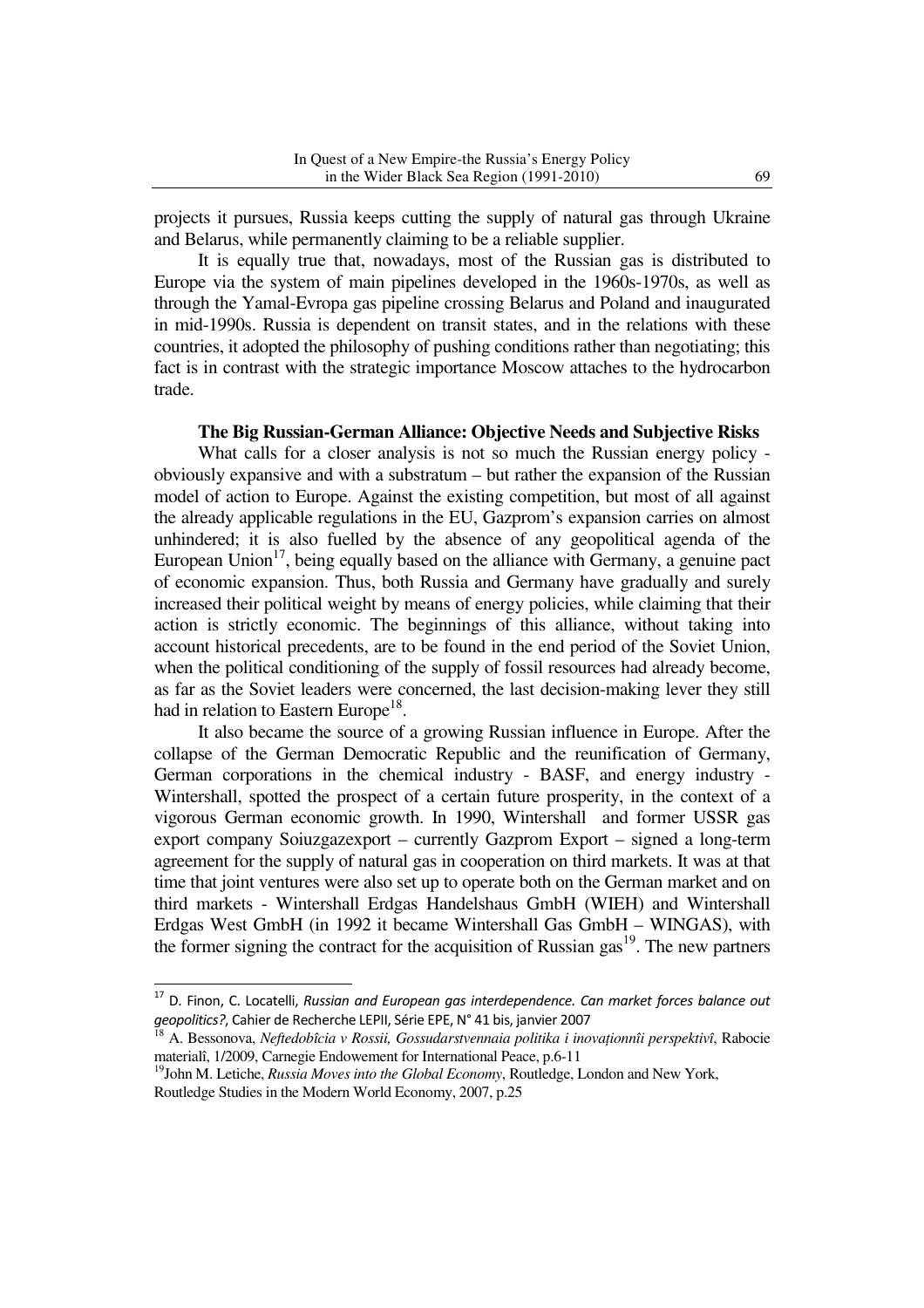projects it pursues, Russia keeps cutting the supply of natural gas through Ukraine and Belarus, while permanently claiming to be a reliable supplier.

It is equally true that, nowadays, most of the Russian gas is distributed to Europe via the system of main pipelines developed in the 1960s-1970s, as well as through the Yamal-Evropa gas pipeline crossing Belarus and Poland and inaugurated in mid-1990s. Russia is dependent on transit states, and in the relations with these countries, it adopted the philosophy of pushing conditions rather than negotiating; this fact is in contrast with the strategic importance Moscow attaches to the hydrocarbon trade.

**The Big Russian-German Alliance: Objective Needs and Subjective Risks**

What calls for a closer analysis is not so much the Russian energy policy - obviously expansive and with a substratum – but rather the expansion of the Russian model of action to Europe. Against the existing competition, but most of all against the already applicable regulations in the EU, Gazprom's expansion carries on almost unhindered; it is also fuelled by the absence of any geopolitical agenda of the European Union[17], being equally based on the alliance with Germany, a genuine pact of economic expansion. Thus, both Russia and Germany have gradually and surely increased their political weight by means of energy policies, while claiming that their action is strictly economic. The beginnings of this alliance, without taking into account historical precedents, are to be found in the end period of the Soviet Union, when the political conditioning of the supply of fossil resources had already become, as far as the Soviet leaders were concerned, the last decision-making lever they still had in relation to Eastern Europe[18].

It also became the source of a growing Russian influence in Europe. After the collapse of the German Democratic Republic and the reunification of Germany, German corporations in the chemical industry - BASF, and energy industry - Wintershall, spotted the prospect of a certain future prosperity, in the context of a vigorous German economic growth. In 1990, Wintershall and former USSR gas export company Soiuzgazexport – currently Gazprom Export – signed a long-term agreement for the supply of natural gas in cooperation on third markets. It was at that time that joint ventures were also set up to operate both on the German market and on third markets - Wintershall Erdgas Handelshaus GmbH (WIEH) and Wintershall Erdgas West GmbH (in 1992 it became Wintershall Gas GmbH – WINGAS), with the former signing the contract for the acquisition of Russian gas[19]. The new partners

---

[17] D. Finon, C. Locatelli, *Russian and European gas interdependence. Can market forces balance out geopolitics?*, Cahier de Recherche LEPII, Série EPE, N° 41 bis, janvier 2007

[18] A. Bessonova, *Neftedobîcia v Rossii, Gossudarstvennaia politika i inovaționnîi perspektivî*, Rabocie materialî, 1/2009, Carnegie Endowement for International Peace, p.6-11

[19] John M. Letiche, *Russia Moves into the Global Economy*, Routledge, London and New York, Routledge Studies in the Modern World Economy, 2007, p.25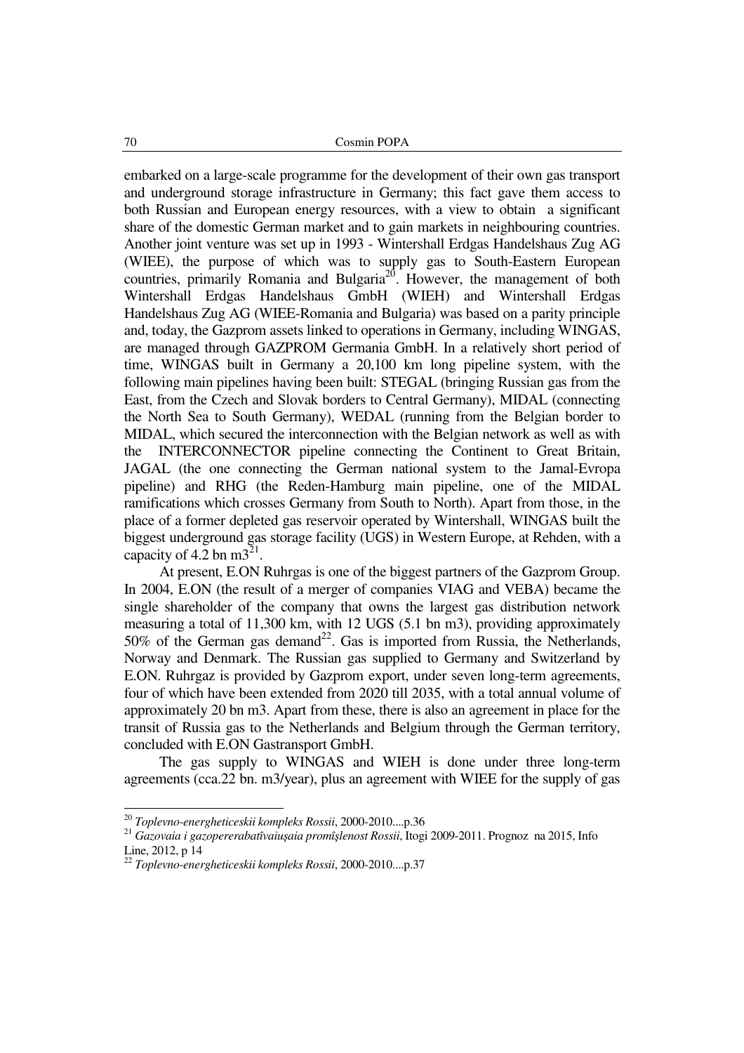embarked on a large-scale programme for the development of their own gas transport and underground storage infrastructure in Germany; this fact gave them access to both Russian and European energy resources, with a view to obtain a significant share of the domestic German market and to gain markets in neighbouring countries. Another joint venture was set up in 1993 - Wintershall Erdgas Handelshaus Zug AG (WIEE), the purpose of which was to supply gas to South-Eastern European countries, primarily Romania and Bulgaria[20]. However, the management of both Wintershall Erdgas Handelshaus GmbH (WIEH) and Wintershall Erdgas Handelshaus Zug AG (WIEE-Romania and Bulgaria) was based on a parity principle and, today, the Gazprom assets linked to operations in Germany, including WINGAS, are managed through GAZPROM Germania GmbH. In a relatively short period of time, WINGAS built in Germany a 20,100 km long pipeline system, with the following main pipelines having been built: STEGAL (bringing Russian gas from the East, from the Czech and Slovak borders to Central Germany), MIDAL (connecting the North Sea to South Germany), WEDAL (running from the Belgian border to MIDAL, which secured the interconnection with the Belgian network as well as with the INTERCONNECTOR pipeline connecting the Continent to Great Britain, JAGAL (the one connecting the German national system to the Jamal-Evropa pipeline) and RHG (the Reden-Hamburg main pipeline, one of the MIDAL ramifications which crosses Germany from South to North). Apart from those, in the place of a former depleted gas reservoir operated by Wintershall, WINGAS built the biggest underground gas storage facility (UGS) in Western Europe, at Rehden, with a capacity of 4.2 bn m3[21].

At present, E.ON Ruhrgas is one of the biggest partners of the Gazprom Group. In 2004, E.ON (the result of a merger of companies VIAG and VEBA) became the single shareholder of the company that owns the largest gas distribution network measuring a total of 11,300 km, with 12 UGS (5.1 bn m3), providing approximately 50% of the German gas demand[22]. Gas is imported from Russia, the Netherlands, Norway and Denmark. The Russian gas supplied to Germany and Switzerland by E.ON. Ruhrgaz is provided by Gazprom export, under seven long-term agreements, four of which have been extended from 2020 till 2035, with a total annual volume of approximately 20 bn m3. Apart from these, there is also an agreement in place for the transit of Russia gas to the Netherlands and Belgium through the German territory, concluded with E.ON Gastransport GmbH.

The gas supply to WINGAS and WIEH is done under three long-term agreements (cca.22 bn. m3/year), plus an agreement with WIEE for the supply of gas

---

[20] *Toplevno-energheticeskii kompleks Rossii*, 2000-2010....p.36

[21] *Gazovaia i gazopererabatîvaiuşaia promîşlenost Rossii*, Itogi 2009-2011. Prognoz na 2015, Info Line, 2012, p 14

[22] *Toplevno-energheticeskii kompleks Rossii*, 2000-2010....p.37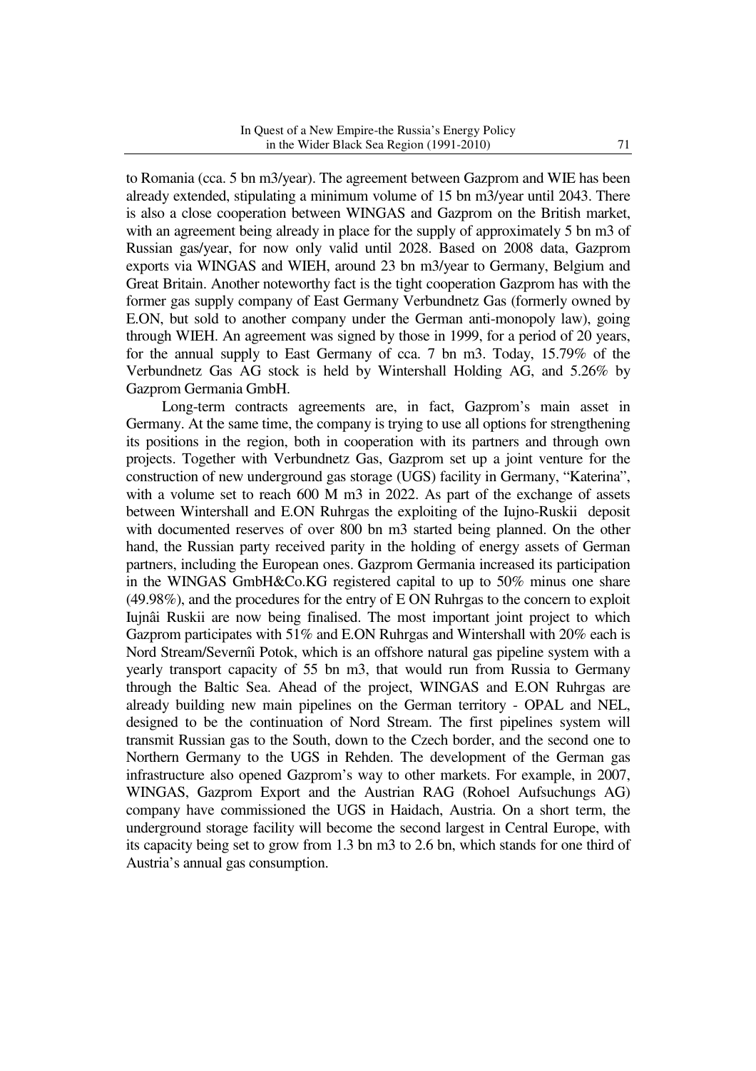to Romania (cca. 5 bn m3/year). The agreement between Gazprom and WIE has been already extended, stipulating a minimum volume of 15 bn m3/year until 2043. There is also a close cooperation between WINGAS and Gazprom on the British market, with an agreement being already in place for the supply of approximately 5 bn m3 of Russian gas/year, for now only valid until 2028. Based on 2008 data, Gazprom exports via WINGAS and WIEH, around 23 bn m3/year to Germany, Belgium and Great Britain. Another noteworthy fact is the tight cooperation Gazprom has with the former gas supply company of East Germany Verbundnetz Gas (formerly owned by E.ON, but sold to another company under the German anti-monopoly law), going through WIEH. An agreement was signed by those in 1999, for a period of 20 years, for the annual supply to East Germany of cca. 7 bn m3. Today, 15.79% of the Verbundnetz Gas AG stock is held by Wintershall Holding AG, and 5.26% by Gazprom Germania GmbH.

Long-term contracts agreements are, in fact, Gazprom's main asset in Germany. At the same time, the company is trying to use all options for strengthening its positions in the region, both in cooperation with its partners and through own projects. Together with Verbundnetz Gas, Gazprom set up a joint venture for the construction of new underground gas storage (UGS) facility in Germany, "Katerina", with a volume set to reach 600 M m3 in 2022. As part of the exchange of assets between Wintershall and E.ON Ruhrgas the exploiting of the Iujno-Ruskii deposit with documented reserves of over 800 bn m3 started being planned. On the other hand, the Russian party received parity in the holding of energy assets of German partners, including the European ones. Gazprom Germania increased its participation in the WINGAS GmbH&Co.KG registered capital to up to 50% minus one share (49.98%), and the procedures for the entry of E ON Ruhrgas to the concern to exploit Iujnâi Ruskii are now being finalised. The most important joint project to which Gazprom participates with 51% and E.ON Ruhrgas and Wintershall with 20% each is Nord Stream/Severnîi Potok, which is an offshore natural gas pipeline system with a yearly transport capacity of 55 bn m3, that would run from Russia to Germany through the Baltic Sea. Ahead of the project, WINGAS and E.ON Ruhrgas are already building new main pipelines on the German territory - OPAL and NEL, designed to be the continuation of Nord Stream. The first pipelines system will transmit Russian gas to the South, down to the Czech border, and the second one to Northern Germany to the UGS in Rehden. The development of the German gas infrastructure also opened Gazprom's way to other markets. For example, in 2007, WINGAS, Gazprom Export and the Austrian RAG (Rohoel Aufsuchungs AG) company have commissioned the UGS in Haidach, Austria. On a short term, the underground storage facility will become the second largest in Central Europe, with its capacity being set to grow from 1.3 bn m3 to 2.6 bn, which stands for one third of Austria's annual gas consumption.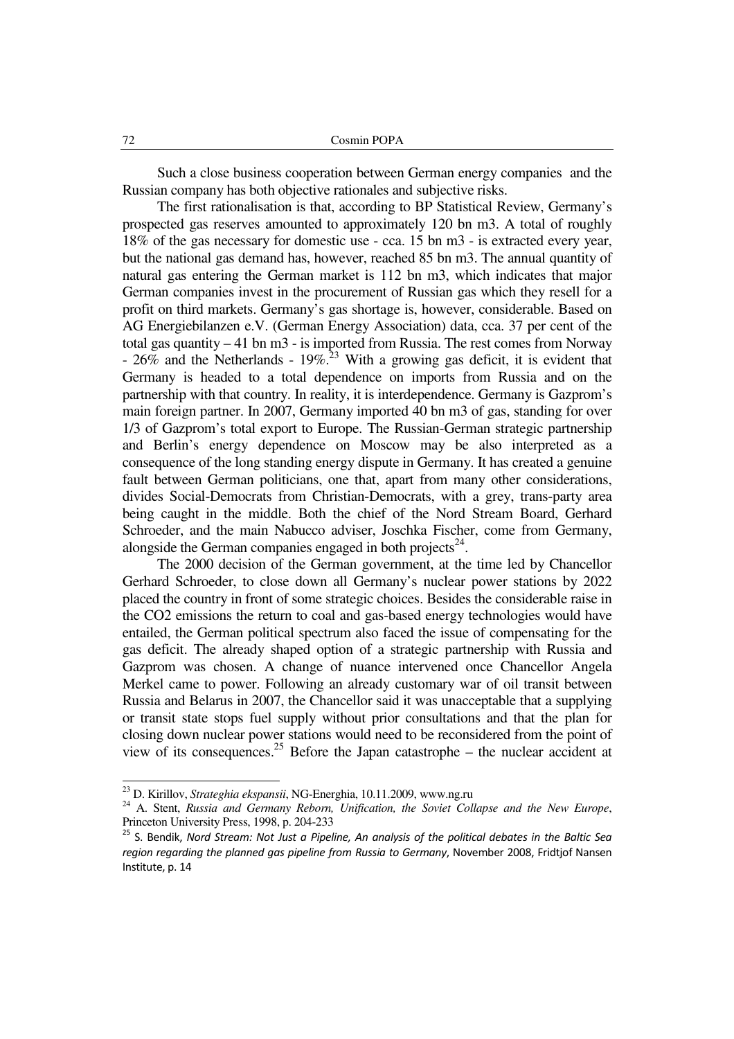Such a close business cooperation between German energy companies and the Russian company has both objective rationales and subjective risks.

The first rationalisation is that, according to BP Statistical Review, Germany's prospected gas reserves amounted to approximately 120 bn m3. A total of roughly 18% of the gas necessary for domestic use - cca. 15 bn m3 - is extracted every year, but the national gas demand has, however, reached 85 bn m3. The annual quantity of natural gas entering the German market is 112 bn m3, which indicates that major German companies invest in the procurement of Russian gas which they resell for a profit on third markets. Germany's gas shortage is, however, considerable. Based on AG Energiebilanzen e.V. (German Energy Association) data, cca. 37 per cent of the total gas quantity – 41 bn m3 - is imported from Russia. The rest comes from Norway - 26% and the Netherlands - 19%.[23] With a growing gas deficit, it is evident that Germany is headed to a total dependence on imports from Russia and on the partnership with that country. In reality, it is interdependence. Germany is Gazprom's main foreign partner. In 2007, Germany imported 40 bn m3 of gas, standing for over 1/3 of Gazprom's total export to Europe. The Russian-German strategic partnership and Berlin's energy dependence on Moscow may be also interpreted as a consequence of the long standing energy dispute in Germany. It has created a genuine fault between German politicians, one that, apart from many other considerations, divides Social-Democrats from Christian-Democrats, with a grey, trans-party area being caught in the middle. Both the chief of the Nord Stream Board, Gerhard Schroeder, and the main Nabucco adviser, Joschka Fischer, come from Germany, alongside the German companies engaged in both projects[24].

The 2000 decision of the German government, at the time led by Chancellor Gerhard Schroeder, to close down all Germany's nuclear power stations by 2022 placed the country in front of some strategic choices. Besides the considerable raise in the CO2 emissions the return to coal and gas-based energy technologies would have entailed, the German political spectrum also faced the issue of compensating for the gas deficit. The already shaped option of a strategic partnership with Russia and Gazprom was chosen. A change of nuance intervened once Chancellor Angela Merkel came to power. Following an already customary war of oil transit between Russia and Belarus in 2007, the Chancellor said it was unacceptable that a supplying or transit state stops fuel supply without prior consultations and that the plan for closing down nuclear power stations would need to be reconsidered from the point of view of its consequences.[25] Before the Japan catastrophe – the nuclear accident at

---

[23] D. Kirillov, *Strateghia ekspansii*, NG-Energhia, 10.11.2009, www.ng.ru

[24] A. Stent, *Russia and Germany Reborn, Unification, the Soviet Collapse and the New Europe*, Princeton University Press, 1998, p. 204-233

[25] S. Bendik, *Nord Stream: Not Just a Pipeline, An analysis of the political debates in the Baltic Sea region regarding the planned gas pipeline from Russia to Germany*, November 2008, Fridtjof Nansen Institute, p. 14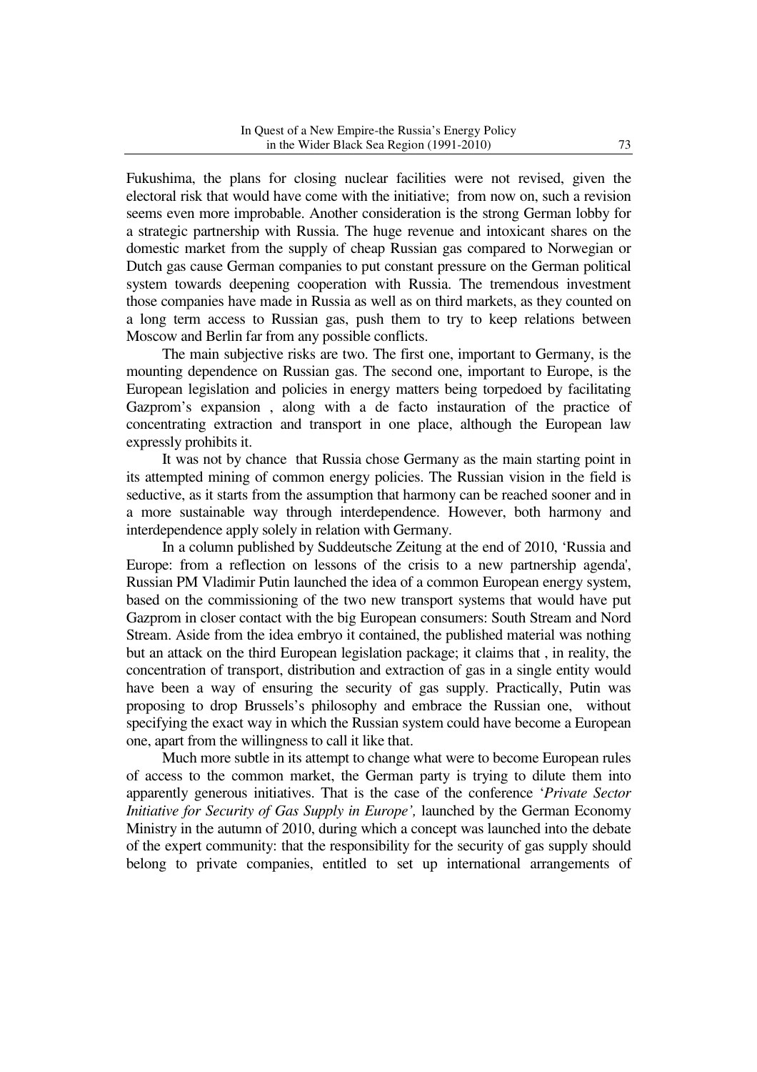Fukushima, the plans for closing nuclear facilities were not revised, given the electoral risk that would have come with the initiative; from now on, such a revision seems even more improbable. Another consideration is the strong German lobby for a strategic partnership with Russia. The huge revenue and intoxicant shares on the domestic market from the supply of cheap Russian gas compared to Norwegian or Dutch gas cause German companies to put constant pressure on the German political system towards deepening cooperation with Russia. The tremendous investment those companies have made in Russia as well as on third markets, as they counted on a long term access to Russian gas, push them to try to keep relations between Moscow and Berlin far from any possible conflicts.

The main subjective risks are two. The first one, important to Germany, is the mounting dependence on Russian gas. The second one, important to Europe, is the European legislation and policies in energy matters being torpedoed by facilitating Gazprom's expansion , along with a de facto instauration of the practice of concentrating extraction and transport in one place, although the European law expressly prohibits it.

It was not by chance that Russia chose Germany as the main starting point in its attempted mining of common energy policies. The Russian vision in the field is seductive, as it starts from the assumption that harmony can be reached sooner and in a more sustainable way through interdependence. However, both harmony and interdependence apply solely in relation with Germany.

In a column published by Suddeutsche Zeitung at the end of 2010, 'Russia and Europe: from a reflection on lessons of the crisis to a new partnership agenda', Russian PM Vladimir Putin launched the idea of a common European energy system, based on the commissioning of the two new transport systems that would have put Gazprom in closer contact with the big European consumers: South Stream and Nord Stream. Aside from the idea embryo it contained, the published material was nothing but an attack on the third European legislation package; it claims that , in reality, the concentration of transport, distribution and extraction of gas in a single entity would have been a way of ensuring the security of gas supply. Practically, Putin was proposing to drop Brussels's philosophy and embrace the Russian one, without specifying the exact way in which the Russian system could have become a European one, apart from the willingness to call it like that.

Much more subtle in its attempt to change what were to become European rules of access to the common market, the German party is trying to dilute them into apparently generous initiatives. That is the case of the conference '*Private Sector Initiative for Security of Gas Supply in Europe',* launched by the German Economy Ministry in the autumn of 2010, during which a concept was launched into the debate of the expert community: that the responsibility for the security of gas supply should belong to private companies, entitled to set up international arrangements of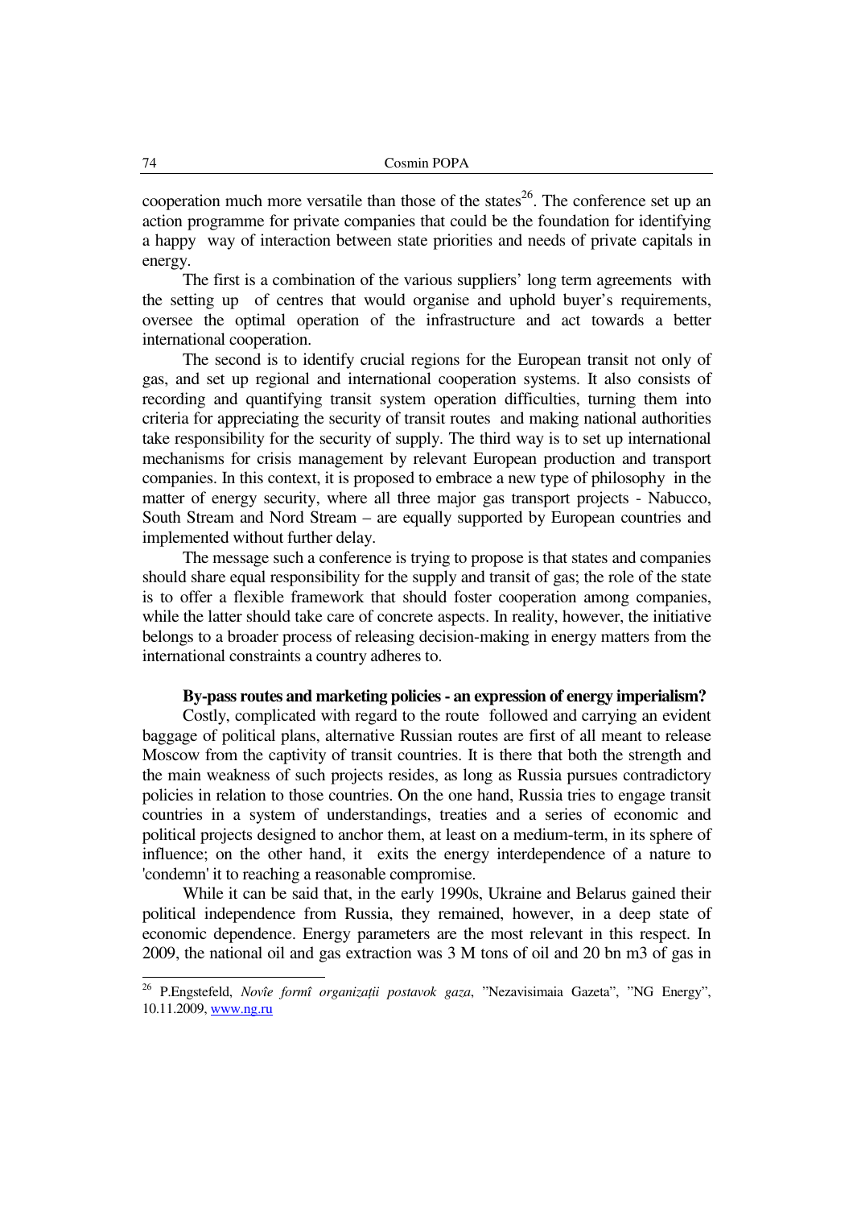cooperation much more versatile than those of the states[26]. The conference set up an action programme for private companies that could be the foundation for identifying a happy way of interaction between state priorities and needs of private capitals in energy.

The first is a combination of the various suppliers' long term agreements with the setting up of centres that would organise and uphold buyer's requirements, oversee the optimal operation of the infrastructure and act towards a better international cooperation.

The second is to identify crucial regions for the European transit not only of gas, and set up regional and international cooperation systems. It also consists of recording and quantifying transit system operation difficulties, turning them into criteria for appreciating the security of transit routes and making national authorities take responsibility for the security of supply. The third way is to set up international mechanisms for crisis management by relevant European production and transport companies. In this context, it is proposed to embrace a new type of philosophy in the matter of energy security, where all three major gas transport projects - Nabucco, South Stream and Nord Stream – are equally supported by European countries and implemented without further delay.

The message such a conference is trying to propose is that states and companies should share equal responsibility for the supply and transit of gas; the role of the state is to offer a flexible framework that should foster cooperation among companies, while the latter should take care of concrete aspects. In reality, however, the initiative belongs to a broader process of releasing decision-making in energy matters from the international constraints a country adheres to.

**By-pass routes and marketing policies - an expression of energy imperialism?**

Costly, complicated with regard to the route followed and carrying an evident baggage of political plans, alternative Russian routes are first of all meant to release Moscow from the captivity of transit countries. It is there that both the strength and the main weakness of such projects resides, as long as Russia pursues contradictory policies in relation to those countries. On the one hand, Russia tries to engage transit countries in a system of understandings, treaties and a series of economic and political projects designed to anchor them, at least on a medium-term, in its sphere of influence; on the other hand, it exits the energy interdependence of a nature to 'condemn' it to reaching a reasonable compromise.

While it can be said that, in the early 1990s, Ukraine and Belarus gained their political independence from Russia, they remained, however, in a deep state of economic dependence. Energy parameters are the most relevant in this respect. In 2009, the national oil and gas extraction was 3 M tons of oil and 20 bn m3 of gas in

[26] P.Engstefeld, *Novîe formî organizații postavok gaza*, "Nezavisimaia Gazeta", "NG Energy", 10.11.2009, www.ng.ru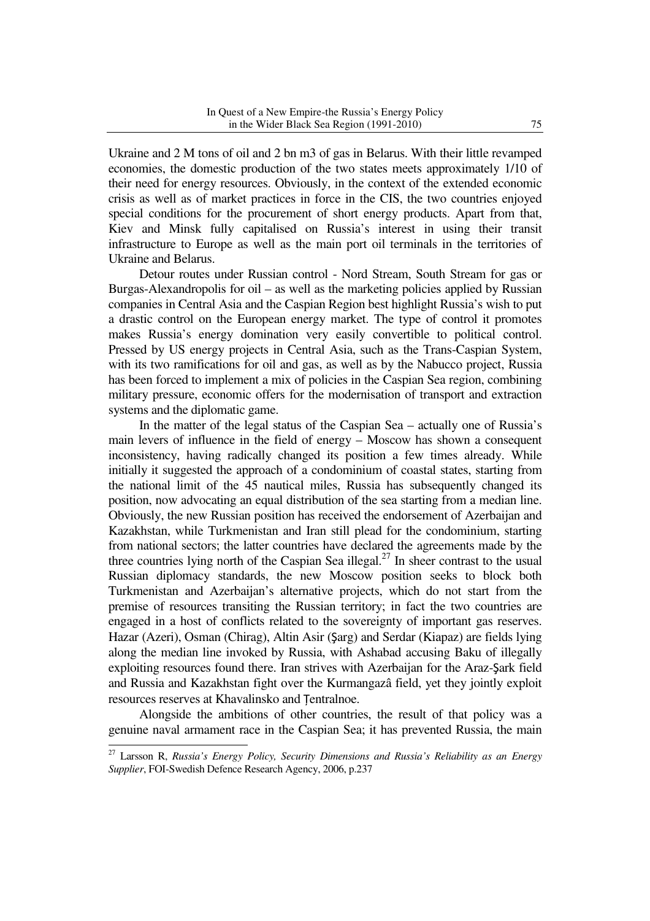Ukraine and 2 M tons of oil and 2 bn m3 of gas in Belarus. With their little revamped economies, the domestic production of the two states meets approximately 1/10 of their need for energy resources. Obviously, in the context of the extended economic crisis as well as of market practices in force in the CIS, the two countries enjoyed special conditions for the procurement of short energy products. Apart from that, Kiev and Minsk fully capitalised on Russia's interest in using their transit infrastructure to Europe as well as the main port oil terminals in the territories of Ukraine and Belarus.

Detour routes under Russian control - Nord Stream, South Stream for gas or Burgas-Alexandropolis for oil – as well as the marketing policies applied by Russian companies in Central Asia and the Caspian Region best highlight Russia's wish to put a drastic control on the European energy market. The type of control it promotes makes Russia's energy domination very easily convertible to political control. Pressed by US energy projects in Central Asia, such as the Trans-Caspian System, with its two ramifications for oil and gas, as well as by the Nabucco project, Russia has been forced to implement a mix of policies in the Caspian Sea region, combining military pressure, economic offers for the modernisation of transport and extraction systems and the diplomatic game.

In the matter of the legal status of the Caspian Sea – actually one of Russia's main levers of influence in the field of energy – Moscow has shown a consequent inconsistency, having radically changed its position a few times already. While initially it suggested the approach of a condominium of coastal states, starting from the national limit of the 45 nautical miles, Russia has subsequently changed its position, now advocating an equal distribution of the sea starting from a median line. Obviously, the new Russian position has received the endorsement of Azerbaijan and Kazakhstan, while Turkmenistan and Iran still plead for the condominium, starting from national sectors; the latter countries have declared the agreements made by the three countries lying north of the Caspian Sea illegal.[27] In sheer contrast to the usual Russian diplomacy standards, the new Moscow position seeks to block both Turkmenistan and Azerbaijan's alternative projects, which do not start from the premise of resources transiting the Russian territory; in fact the two countries are engaged in a host of conflicts related to the sovereignty of important gas reserves. Hazar (Azeri), Osman (Chirag), Altin Asir (Şarg) and Serdar (Kiapaz) are fields lying along the median line invoked by Russia, with Ashabad accusing Baku of illegally exploiting resources found there. Iran strives with Azerbaijan for the Araz-Şark field and Russia and Kazakhstan fight over the Kurmangazâ field, yet they jointly exploit resources reserves at Khavalinsko and Țentralnoe.

Alongside the ambitions of other countries, the result of that policy was a genuine naval armament race in the Caspian Sea; it has prevented Russia, the main

[27] Larsson R, *Russia's Energy Policy, Security Dimensions and Russia's Reliability as an Energy Supplier*, FOI-Swedish Defence Research Agency, 2006, p.237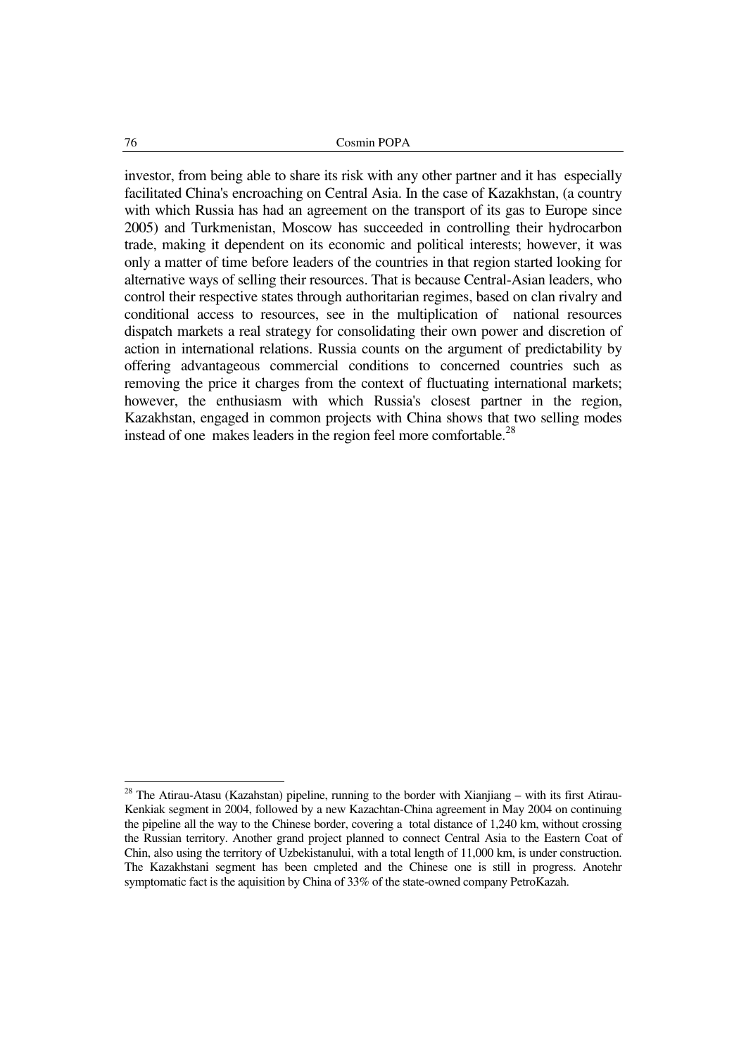investor, from being able to share its risk with any other partner and it has especially facilitated China's encroaching on Central Asia. In the case of Kazakhstan, (a country with which Russia has had an agreement on the transport of its gas to Europe since 2005) and Turkmenistan, Moscow has succeeded in controlling their hydrocarbon trade, making it dependent on its economic and political interests; however, it was only a matter of time before leaders of the countries in that region started looking for alternative ways of selling their resources. That is because Central-Asian leaders, who control their respective states through authoritarian regimes, based on clan rivalry and conditional access to resources, see in the multiplication of national resources dispatch markets a real strategy for consolidating their own power and discretion of action in international relations. Russia counts on the argument of predictability by offering advantageous commercial conditions to concerned countries such as removing the price it charges from the context of fluctuating international markets; however, the enthusiasm with which Russia's closest partner in the region, Kazakhstan, engaged in common projects with China shows that two selling modes instead of one makes leaders in the region feel more comfortable.[28]

---

[28] The Atirau-Atasu (Kazahstan) pipeline, running to the border with Xianjiang – with its first Atirau-Kenkiak segment in 2004, followed by a new Kazachtan-China agreement in May 2004 on continuing the pipeline all the way to the Chinese border, covering a total distance of 1,240 km, without crossing the Russian territory. Another grand project planned to connect Central Asia to the Eastern Coat of Chin, also using the territory of Uzbekistanului, with a total length of 11,000 km, is under construction. The Kazakhstani segment has been cmpleted and the Chinese one is still in progress. Anotehr symptomatic fact is the aquisition by China of 33% of the state-owned company PetroKazah.